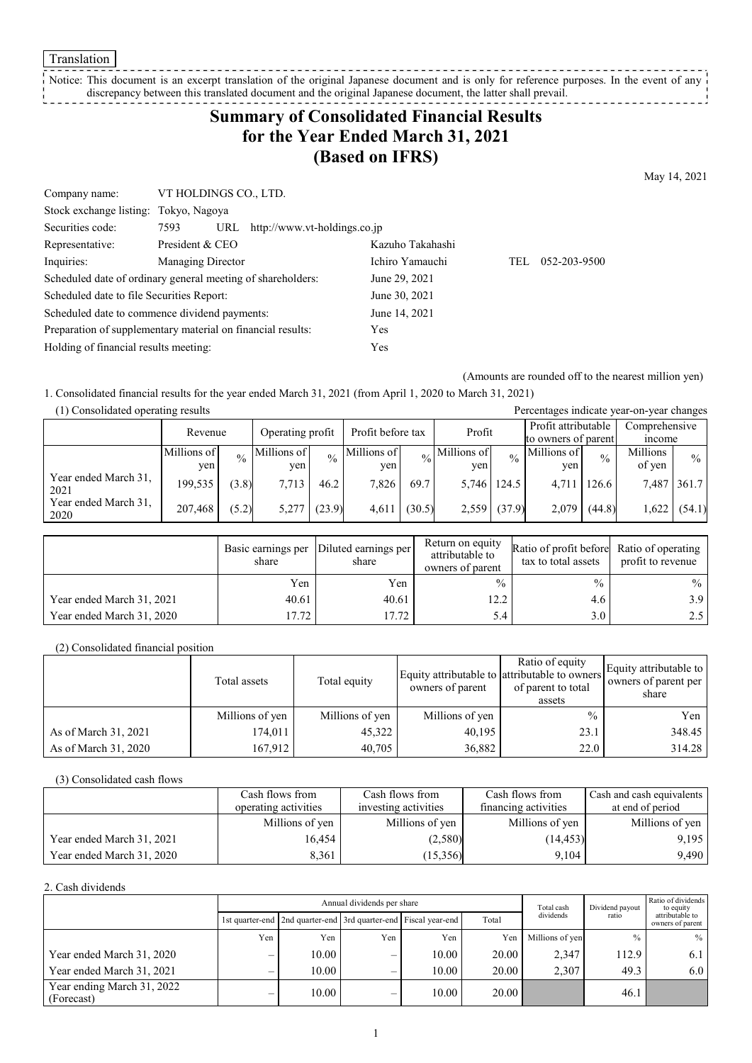Translation

Notice: This document is an excerpt translation of the original Japanese document and is only for reference purposes. In the event of any discrepancy between this translated document and the original Japanese document, the latter shall prevail.

# Summary of Consolidated Financial Results for the Year Ended March 31, 2021 (Based on IFRS)

May 14, 2021

| | | | |
|---|---|---|---|
| Company name: | VT HOLDINGS CO., LTD. | | |
| Stock exchange listing: | Tokyo, Nagoya | | |
| Securities code: | 7593 URL http://www.vt-holdings.co.jp | | |
| Representative: | President & CEO | Kazuho Takahashi | |
| Inquiries: | Managing Director | Ichiro Yamauchi | TEL 052-203-9500 |
| Scheduled date of ordinary general meeting of shareholders: | | June 29, 2021 | |
| Scheduled date to file Securities Report: | | June 30, 2021 | |
| Scheduled date to commence dividend payments: | | June 14, 2021 | |
| Preparation of supplementary material on financial results: | | Yes | |
| Holding of financial results meeting: | | Yes | |

(Amounts are rounded off to the nearest million yen)

1. Consolidated financial results for the year ended March 31, 2021 (from April 1, 2020 to March 31, 2021)

(1) Consolidated operating results

Percentages indicate year-on-year changes

| | Revenue | | Operating profit | | Profit before tax | | Profit | | Profit attributable to owners of parent | | Comprehensive income | |
|---|---|---|---|---|---|---|---|---|---|---|---|---|
| | Millions of yen | % | Millions of yen | % | Millions of yen | % | Millions of yen | % | Millions of yen | % | Millions of yen | % |
| Year ended March 31, 2021 | 199,535 | (3.8) | 7,713 | 46.2 | 7,826 | 69.7 | 5,746 | 124.5 | 4,711 | 126.6 | 7,487 | 361.7 |
| Year ended March 31, 2020 | 207,468 | (5.2) | 5,277 | (23.9) | 4,611 | (30.5) | 2,559 | (37.9) | 2,079 | (44.8) | 1,622 | (54.1) |

| | Basic earnings per share | Diluted earnings per share | Return on equity attributable to owners of parent | Ratio of profit before tax to total assets | Ratio of operating profit to revenue |
|---|---|---|---|---|---|
| | Yen | Yen | % | % | % |
| Year ended March 31, 2021 | 40.61 | 40.61 | 12.2 | 4.6 | 3.9 |
| Year ended March 31, 2020 | 17.72 | 17.72 | 5.4 | 3.0 | 2.5 |

(2) Consolidated financial position

| | Total assets | Total equity | Equity attributable to owners of parent | Ratio of equity attributable to owners of parent to total assets | Equity attributable to owners of parent per share |
|---|---|---|---|---|---|
| | Millions of yen | Millions of yen | Millions of yen | % | Yen |
| As of March 31, 2021 | 174,011 | 45,322 | 40,195 | 23.1 | 348.45 |
| As of March 31, 2020 | 167,912 | 40,705 | 36,882 | 22.0 | 314.28 |

(3) Consolidated cash flows

| | Cash flows from operating activities | Cash flows from investing activities | Cash flows from financing activities | Cash and cash equivalents at end of period |
|---|---|---|---|---|
| | Millions of yen | Millions of yen | Millions of yen | Millions of yen |
| Year ended March 31, 2021 | 16,454 | (2,580) | (14,453) | 9,195 |
| Year ended March 31, 2020 | 8,361 | (15,356) | 9,104 | 9,490 |

2. Cash dividends

| | Annual dividends per share | | | | | Total cash dividends | Dividend payout ratio | Ratio of dividends to equity attributable to owners of parent |
|---|---|---|---|---|---|---|---|---|
| | 1st quarter-end | 2nd quarter-end | 3rd quarter-end | Fiscal year-end | Total | | | |
| | Yen | Yen | Yen | Yen | Yen | Millions of yen | % | % |
| Year ended March 31, 2020 | – | 10.00 | – | 10.00 | 20.00 | 2,347 | 112.9 | 6.1 |
| Year ended March 31, 2021 | – | 10.00 | – | 10.00 | 20.00 | 2,307 | 49.3 | 6.0 |
| Year ending March 31, 2022 (Forecast) | – | 10.00 | – | 10.00 | 20.00 | | 46.1 | |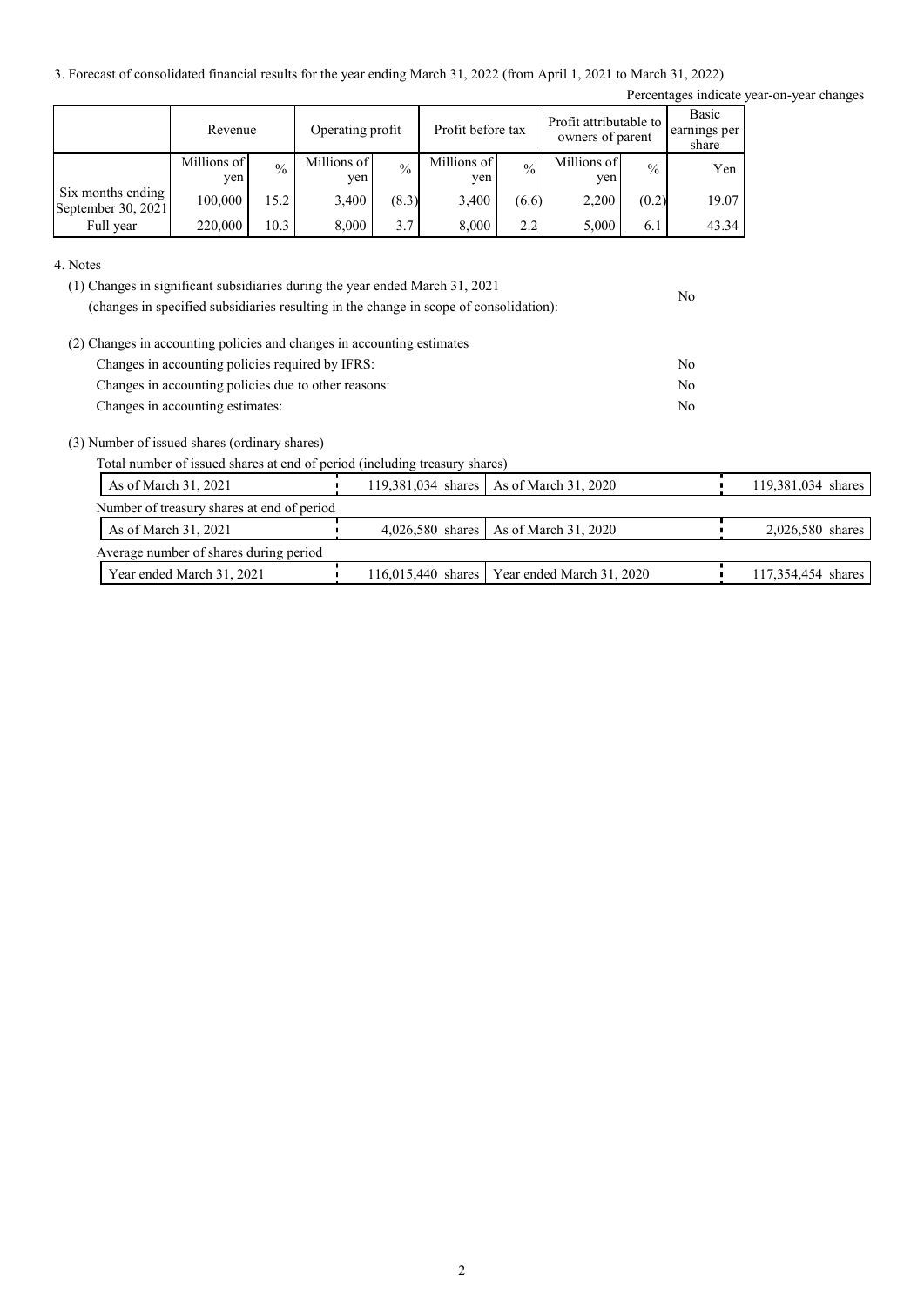3. Forecast of consolidated financial results for the year ending March 31, 2022 (from April 1, 2021 to March 31, 2022)

Percentages indicate year-on-year changes

| | Revenue | | Operating profit | | Profit before tax | | Profit attributable to owners of parent | | Basic earnings per share |
|---|---|---|---|---|---|---|---|---|---|
| | Millions of yen | % | Millions of yen | % | Millions of yen | % | Millions of yen | % | Yen |
| Six months ending September 30, 2021 | 100,000 | 15.2 | 3,400 | (8.3) | 3,400 | (6.6) | 2,200 | (0.2) | 19.07 |
| Full year | 220,000 | 10.3 | 8,000 | 3.7 | 8,000 | 2.2 | 5,000 | 6.1 | 43.34 |

4. Notes

(1) Changes in significant subsidiaries during the year ended March 31, 2021 (changes in specified subsidiaries resulting in the change in scope of consolidation): No

(2) Changes in accounting policies and changes in accounting estimates

Changes in accounting policies required by IFRS: No

Changes in accounting policies due to other reasons: No

Changes in accounting estimates: No

(3) Number of issued shares (ordinary shares)

Total number of issued shares at end of period (including treasury shares)

| As of March 31, 2021 | 119,381,034 shares | As of March 31, 2020 | 119,381,034 shares |
|---|---|---|---|

Number of treasury shares at end of period

| As of March 31, 2021 | 4,026,580 shares | As of March 31, 2020 | 2,026,580 shares |
|---|---|---|---|

Average number of shares during period

| Year ended March 31, 2021 | 116,015,440 shares | Year ended March 31, 2020 | 117,354,454 shares |
|---|---|---|---|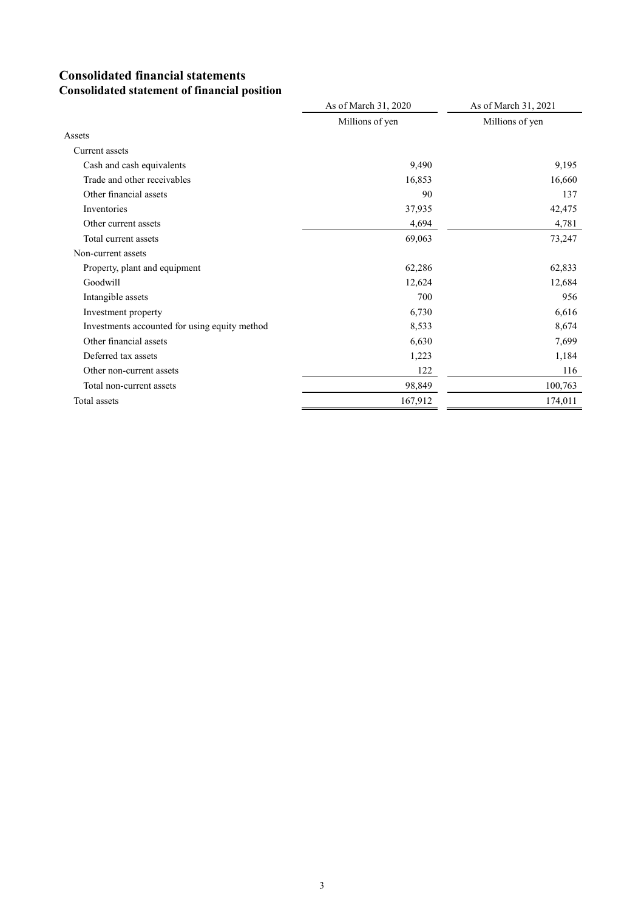# Consolidated financial statements

## Consolidated statement of financial position

| | As of March 31, 2020 | As of March 31, 2021 |
|---|---|---|
| | Millions of yen | Millions of yen |
| Assets | | |
| Current assets | | |
| Cash and cash equivalents | 9,490 | 9,195 |
| Trade and other receivables | 16,853 | 16,660 |
| Other financial assets | 90 | 137 |
| Inventories | 37,935 | 42,475 |
| Other current assets | 4,694 | 4,781 |
| Total current assets | 69,063 | 73,247 |
| Non-current assets | | |
| Property, plant and equipment | 62,286 | 62,833 |
| Goodwill | 12,624 | 12,684 |
| Intangible assets | 700 | 956 |
| Investment property | 6,730 | 6,616 |
| Investments accounted for using equity method | 8,533 | 8,674 |
| Other financial assets | 6,630 | 7,699 |
| Deferred tax assets | 1,223 | 1,184 |
| Other non-current assets | 122 | 116 |
| Total non-current assets | 98,849 | 100,763 |
| Total assets | 167,912 | 174,011 |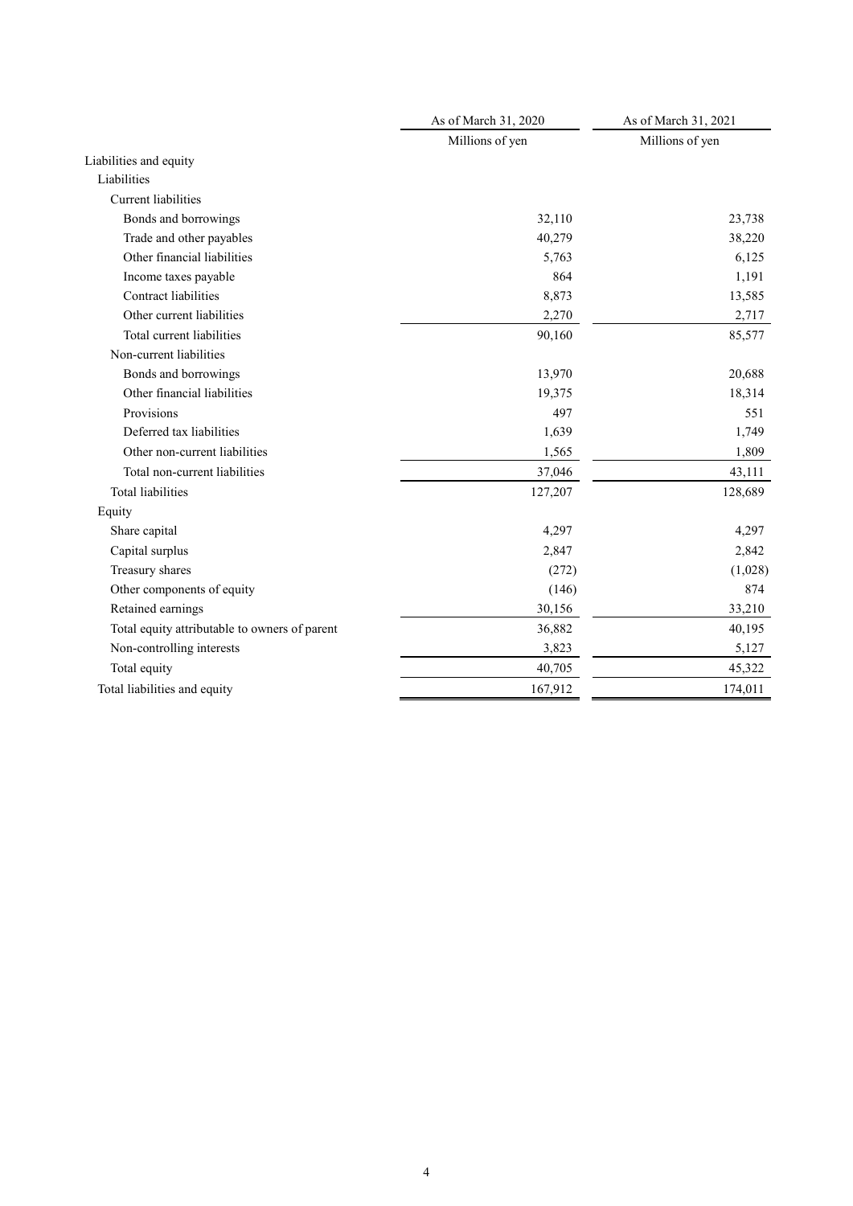| | As of March 31, 2020 | As of March 31, 2021 |
|---|---|---|
| | Millions of yen | Millions of yen |
| Liabilities and equity | | |
| Liabilities | | |
| Current liabilities | | |
| Bonds and borrowings | 32,110 | 23,738 |
| Trade and other payables | 40,279 | 38,220 |
| Other financial liabilities | 5,763 | 6,125 |
| Income taxes payable | 864 | 1,191 |
| Contract liabilities | 8,873 | 13,585 |
| Other current liabilities | 2,270 | 2,717 |
| Total current liabilities | 90,160 | 85,577 |
| Non-current liabilities | | |
| Bonds and borrowings | 13,970 | 20,688 |
| Other financial liabilities | 19,375 | 18,314 |
| Provisions | 497 | 551 |
| Deferred tax liabilities | 1,639 | 1,749 |
| Other non-current liabilities | 1,565 | 1,809 |
| Total non-current liabilities | 37,046 | 43,111 |
| Total liabilities | 127,207 | 128,689 |
| Equity | | |
| Share capital | 4,297 | 4,297 |
| Capital surplus | 2,847 | 2,842 |
| Treasury shares | (272) | (1,028) |
| Other components of equity | (146) | 874 |
| Retained earnings | 30,156 | 33,210 |
| Total equity attributable to owners of parent | 36,882 | 40,195 |
| Non-controlling interests | 3,823 | 5,127 |
| Total equity | 40,705 | 45,322 |
| Total liabilities and equity | 167,912 | 174,011 |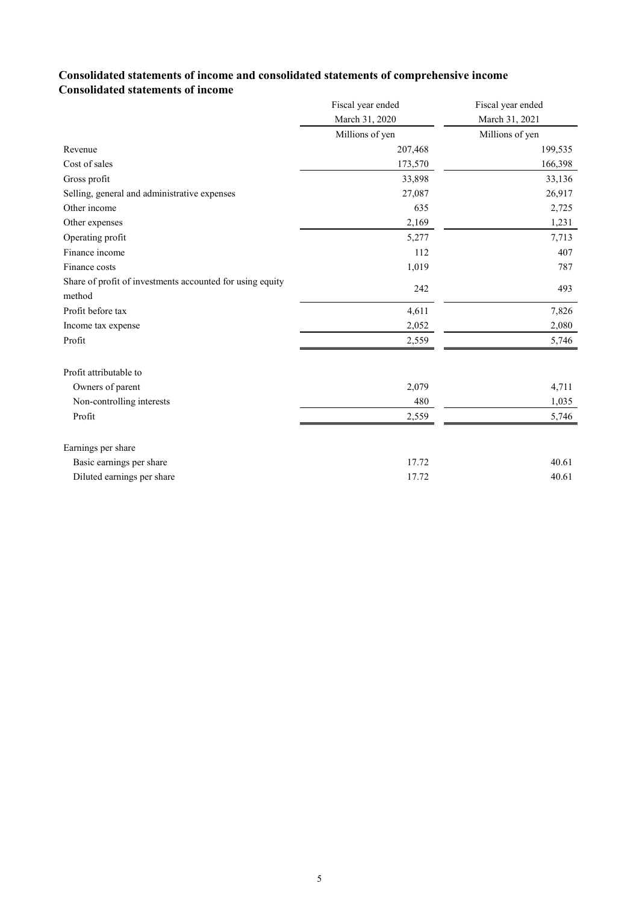# Consolidated statements of income and consolidated statements of comprehensive income

## Consolidated statements of income

| | Fiscal year ended March 31, 2020 | Fiscal year ended March 31, 2021 |
|---|---|---|
| | Millions of yen | Millions of yen |
| Revenue | 207,468 | 199,535 |
| Cost of sales | 173,570 | 166,398 |
| Gross profit | 33,898 | 33,136 |
| Selling, general and administrative expenses | 27,087 | 26,917 |
| Other income | 635 | 2,725 |
| Other expenses | 2,169 | 1,231 |
| Operating profit | 5,277 | 7,713 |
| Finance income | 112 | 407 |
| Finance costs | 1,019 | 787 |
| Share of profit of investments accounted for using equity method | 242 | 493 |
| Profit before tax | 4,611 | 7,826 |
| Income tax expense | 2,052 | 2,080 |
| Profit | 2,559 | 5,746 |
| | | |
| Profit attributable to | | |
| Owners of parent | 2,079 | 4,711 |
| Non-controlling interests | 480 | 1,035 |
| Profit | 2,559 | 5,746 |
| | | |
| Earnings per share | | |
| Basic earnings per share | 17.72 | 40.61 |
| Diluted earnings per share | 17.72 | 40.61 |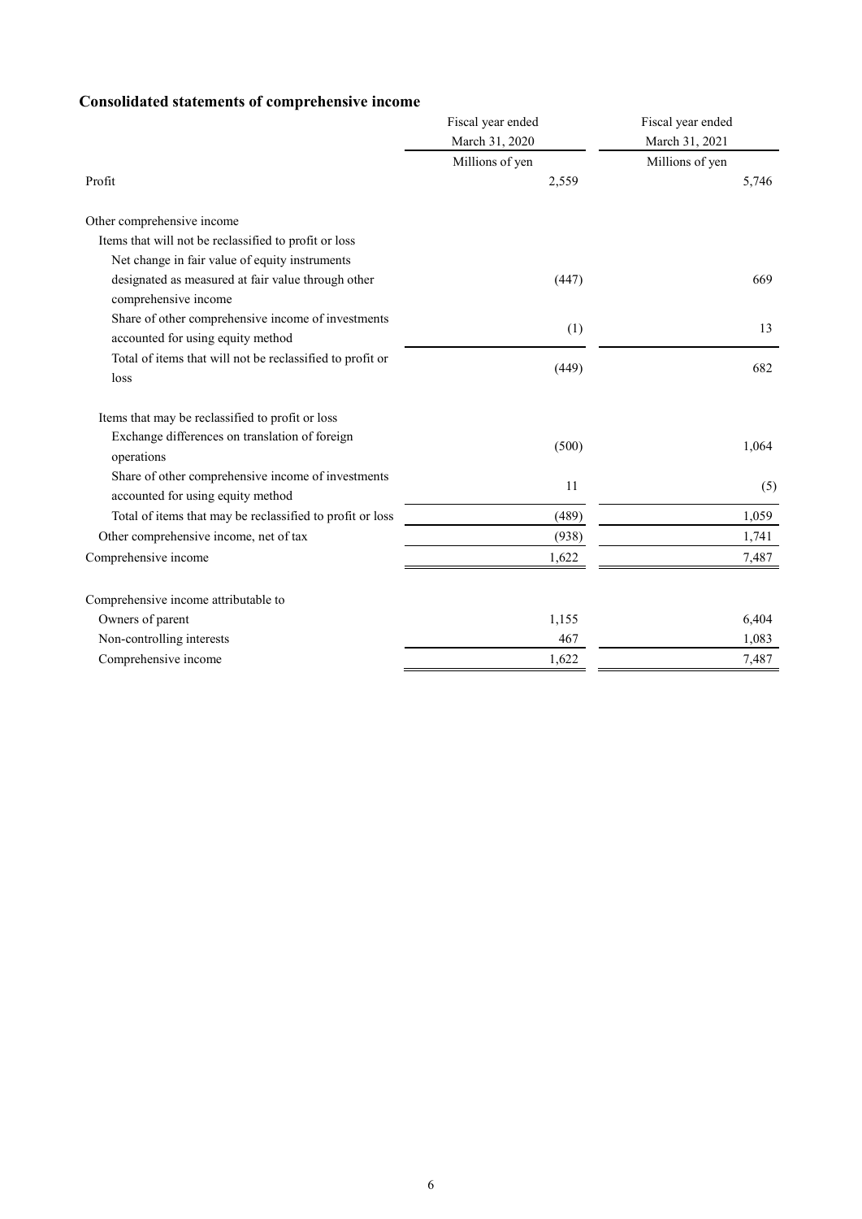## Consolidated statements of comprehensive income

| | Fiscal year ended March 31, 2020 | Fiscal year ended March 31, 2021 |
|---|---|---|
| | Millions of yen | Millions of yen |
| Profit | 2,559 | 5,746 |
| | | |
| Other comprehensive income | | |
| Items that will not be reclassified to profit or loss | | |
| Net change in fair value of equity instruments designated as measured at fair value through other comprehensive income | (447) | 669 |
| Share of other comprehensive income of investments accounted for using equity method | (1) | 13 |
| Total of items that will not be reclassified to profit or loss | (449) | 682 |
| | | |
| Items that may be reclassified to profit or loss | | |
| Exchange differences on translation of foreign operations | (500) | 1,064 |
| Share of other comprehensive income of investments accounted for using equity method | 11 | (5) |
| Total of items that may be reclassified to profit or loss | (489) | 1,059 |
| Other comprehensive income, net of tax | (938) | 1,741 |
| Comprehensive income | 1,622 | 7,487 |
| | | |
| Comprehensive income attributable to | | |
| Owners of parent | 1,155 | 6,404 |
| Non-controlling interests | 467 | 1,083 |
| Comprehensive income | 1,622 | 7,487 |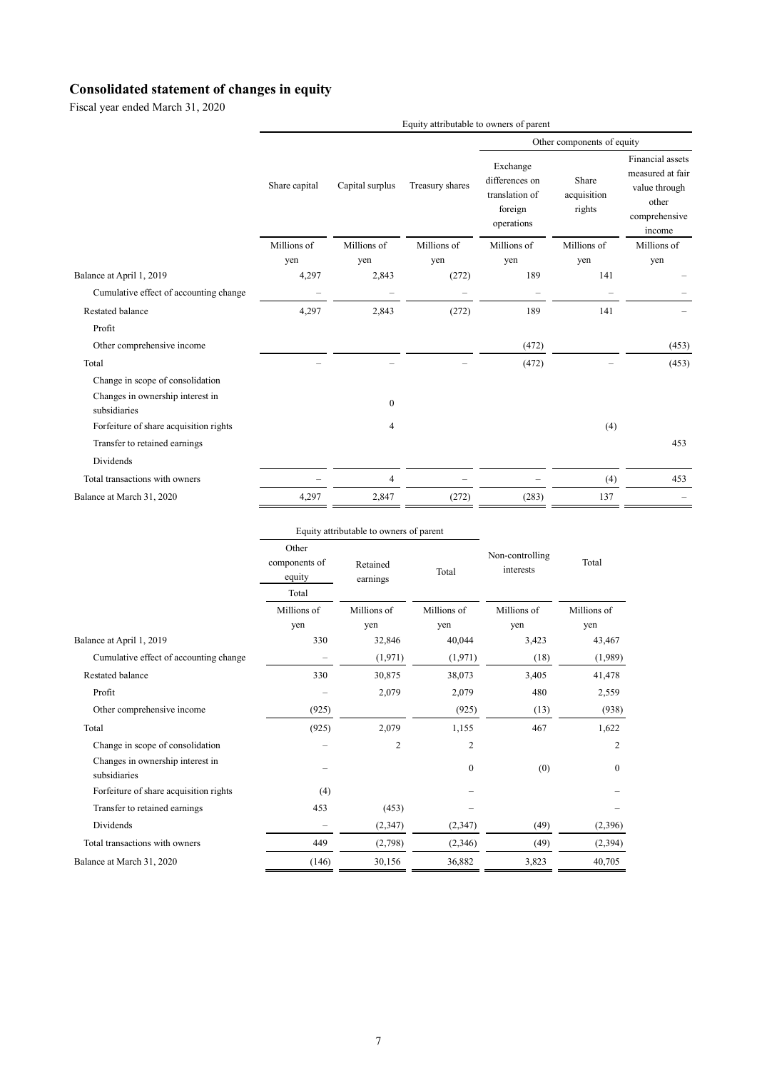# Consolidated statement of changes in equity

Fiscal year ended March 31, 2020

| | Equity attributable to owners of parent | | | | | |
|---|---|---|---|---|---|---|
| | | | | Other components of equity | | |
| | Share capital | Capital surplus | Treasury shares | Exchange differences on translation of foreign operations | Share acquisition rights | Financial assets measured at fair value through other comprehensive income |
| | Millions of yen | Millions of yen | Millions of yen | Millions of yen | Millions of yen | Millions of yen |
| Balance at April 1, 2019 | 4,297 | 2,843 | (272) | 189 | 141 | – |
| Cumulative effect of accounting change | – | – | – | – | – | – |
| Restated balance | 4,297 | 2,843 | (272) | 189 | 141 | – |
| Profit | | | | | | |
| Other comprehensive income | | | | (472) | | (453) |
| Total | – | – | – | (472) | – | (453) |
| Change in scope of consolidation | | | | | | |
| Changes in ownership interest in subsidiaries | | 0 | | | | |
| Forfeiture of share acquisition rights | | 4 | | | (4) | |
| Transfer to retained earnings | | | | | | 453 |
| Dividends | | | | | | |
| Total transactions with owners | – | 4 | – | – | (4) | 453 |
| Balance at March 31, 2020 | 4,297 | 2,847 | (272) | (283) | 137 | – |

| | Equity attributable to owners of parent | | | Non-controlling interests | Total |
|---|---|---|---|---|---|
| | Other components of equity | Retained earnings | Total | | |
| | Total | | | | |
| | Millions of yen | Millions of yen | Millions of yen | Millions of yen | Millions of yen |
| Balance at April 1, 2019 | 330 | 32,846 | 40,044 | 3,423 | 43,467 |
| Cumulative effect of accounting change | – | (1,971) | (1,971) | (18) | (1,989) |
| Restated balance | 330 | 30,875 | 38,073 | 3,405 | 41,478 |
| Profit | – | 2,079 | 2,079 | 480 | 2,559 |
| Other comprehensive income | (925) | | (925) | (13) | (938) |
| Total | (925) | 2,079 | 1,155 | 467 | 1,622 |
| Change in scope of consolidation | – | 2 | 2 | | 2 |
| Changes in ownership interest in subsidiaries | – | | 0 | (0) | 0 |
| Forfeiture of share acquisition rights | (4) | | – | | – |
| Transfer to retained earnings | 453 | (453) | – | | – |
| Dividends | – | (2,347) | (2,347) | (49) | (2,396) |
| Total transactions with owners | 449 | (2,798) | (2,346) | (49) | (2,394) |
| Balance at March 31, 2020 | (146) | 30,156 | 36,882 | 3,823 | 40,705 |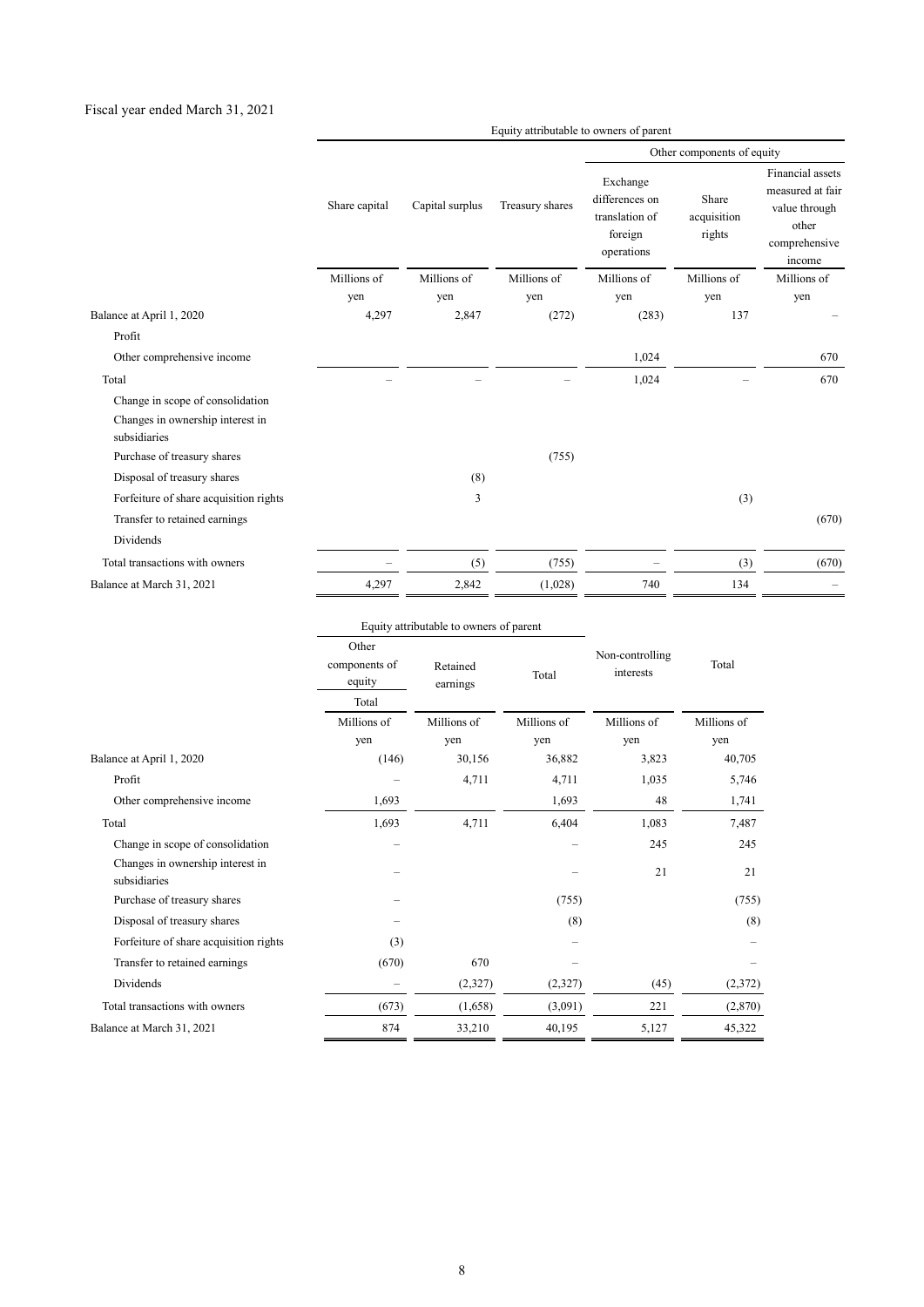Fiscal year ended March 31, 2021

| | Equity attributable to owners of parent | | | | | |
|---|---|---|---|---|---|---|
| | | | | Other components of equity | | |
| | Share capital | Capital surplus | Treasury shares | Exchange differences on translation of foreign operations | Share acquisition rights | Financial assets measured at fair value through other comprehensive income |
| | Millions of yen | Millions of yen | Millions of yen | Millions of yen | Millions of yen | Millions of yen |
| Balance at April 1, 2020 | 4,297 | 2,847 | (272) | (283) | 137 | – |
| Profit | | | | | | |
| Other comprehensive income | | | | 1,024 | | 670 |
| Total | – | – | – | 1,024 | – | 670 |
| Change in scope of consolidation | | | | | | |
| Changes in ownership interest in subsidiaries | | | | | | |
| Purchase of treasury shares | | | (755) | | | |
| Disposal of treasury shares | | (8) | | | | |
| Forfeiture of share acquisition rights | | 3 | | | (3) | |
| Transfer to retained earnings | | | | | | (670) |
| Dividends | | | | | | |
| Total transactions with owners | – | (5) | (755) | – | (3) | (670) |
| Balance at March 31, 2021 | 4,297 | 2,842 | (1,028) | 740 | 134 | – |

| | Equity attributable to owners of parent | | | Non-controlling interests | Total |
|---|---|---|---|---|---|
| | Other components of equity | Retained earnings | Total | | |
| | Total | | | | |
| | Millions of yen | Millions of yen | Millions of yen | Millions of yen | Millions of yen |
| Balance at April 1, 2020 | (146) | 30,156 | 36,882 | 3,823 | 40,705 |
| Profit | – | 4,711 | 4,711 | 1,035 | 5,746 |
| Other comprehensive income | 1,693 | | 1,693 | 48 | 1,741 |
| Total | 1,693 | 4,711 | 6,404 | 1,083 | 7,487 |
| Change in scope of consolidation | – | | – | 245 | 245 |
| Changes in ownership interest in subsidiaries | – | | – | 21 | 21 |
| Purchase of treasury shares | – | | (755) | | (755) |
| Disposal of treasury shares | – | | (8) | | (8) |
| Forfeiture of share acquisition rights | (3) | | – | | – |
| Transfer to retained earnings | (670) | 670 | – | | – |
| Dividends | – | (2,327) | (2,327) | (45) | (2,372) |
| Total transactions with owners | (673) | (1,658) | (3,091) | 221 | (2,870) |
| Balance at March 31, 2021 | 874 | 33,210 | 40,195 | 5,127 | 45,322 |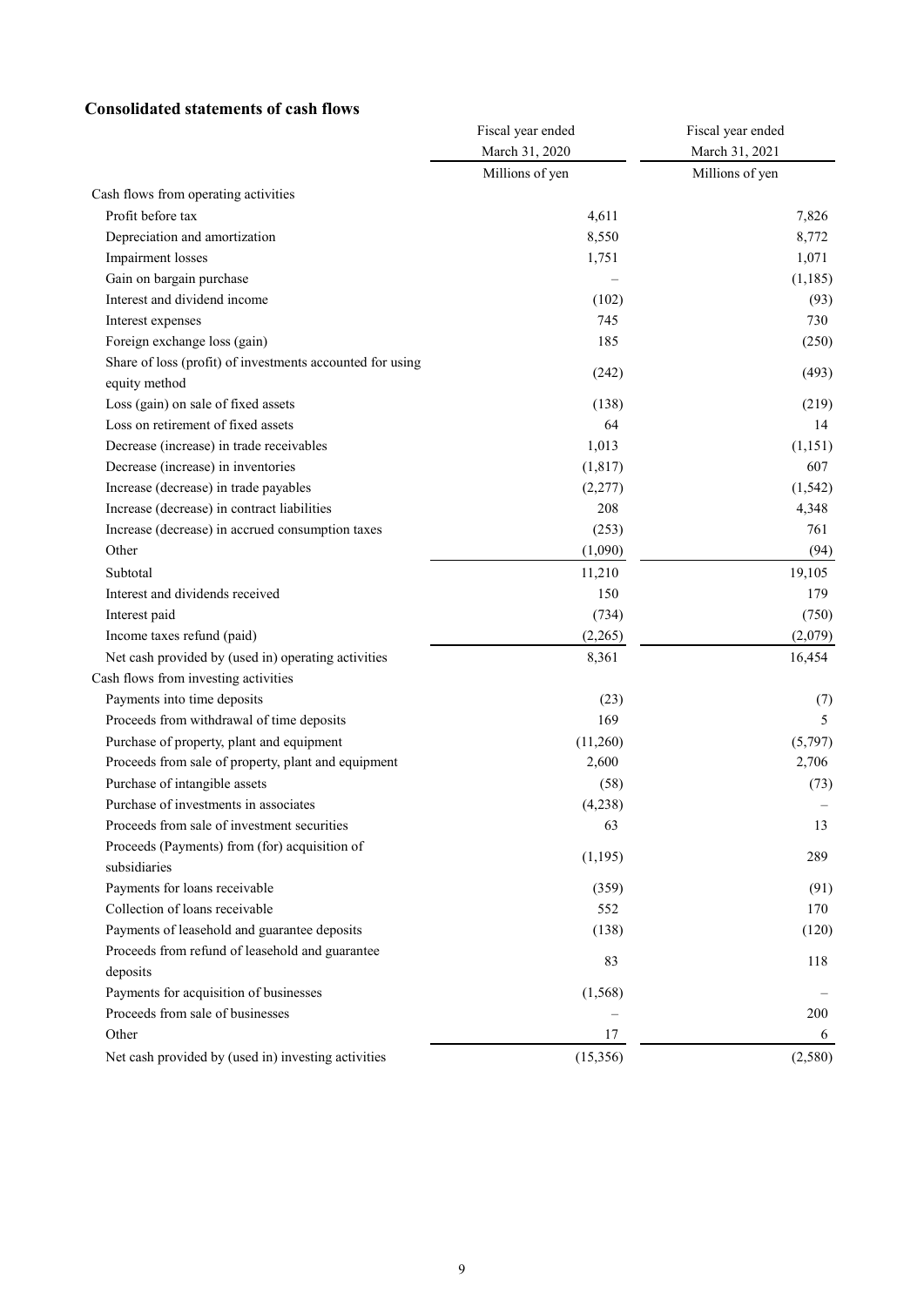## Consolidated statements of cash flows

| | Fiscal year ended March 31, 2020 | Fiscal year ended March 31, 2021 |
|---|---|---|
| | Millions of yen | Millions of yen |
| Cash flows from operating activities | | |
| Profit before tax | 4,611 | 7,826 |
| Depreciation and amortization | 8,550 | 8,772 |
| Impairment losses | 1,751 | 1,071 |
| Gain on bargain purchase | – | (1,185) |
| Interest and dividend income | (102) | (93) |
| Interest expenses | 745 | 730 |
| Foreign exchange loss (gain) | 185 | (250) |
| Share of loss (profit) of investments accounted for using equity method | (242) | (493) |
| Loss (gain) on sale of fixed assets | (138) | (219) |
| Loss on retirement of fixed assets | 64 | 14 |
| Decrease (increase) in trade receivables | 1,013 | (1,151) |
| Decrease (increase) in inventories | (1,817) | 607 |
| Increase (decrease) in trade payables | (2,277) | (1,542) |
| Increase (decrease) in contract liabilities | 208 | 4,348 |
| Increase (decrease) in accrued consumption taxes | (253) | 761 |
| Other | (1,090) | (94) |
| Subtotal | 11,210 | 19,105 |
| Interest and dividends received | 150 | 179 |
| Interest paid | (734) | (750) |
| Income taxes refund (paid) | (2,265) | (2,079) |
| Net cash provided by (used in) operating activities | 8,361 | 16,454 |
| Cash flows from investing activities | | |
| Payments into time deposits | (23) | (7) |
| Proceeds from withdrawal of time deposits | 169 | 5 |
| Purchase of property, plant and equipment | (11,260) | (5,797) |
| Proceeds from sale of property, plant and equipment | 2,600 | 2,706 |
| Purchase of intangible assets | (58) | (73) |
| Purchase of investments in associates | (4,238) | – |
| Proceeds from sale of investment securities | 63 | 13 |
| Proceeds (Payments) from (for) acquisition of subsidiaries | (1,195) | 289 |
| Payments for loans receivable | (359) | (91) |
| Collection of loans receivable | 552 | 170 |
| Payments of leasehold and guarantee deposits | (138) | (120) |
| Proceeds from refund of leasehold and guarantee deposits | 83 | 118 |
| Payments for acquisition of businesses | (1,568) | – |
| Proceeds from sale of businesses | – | 200 |
| Other | 17 | 6 |
| Net cash provided by (used in) investing activities | (15,356) | (2,580) |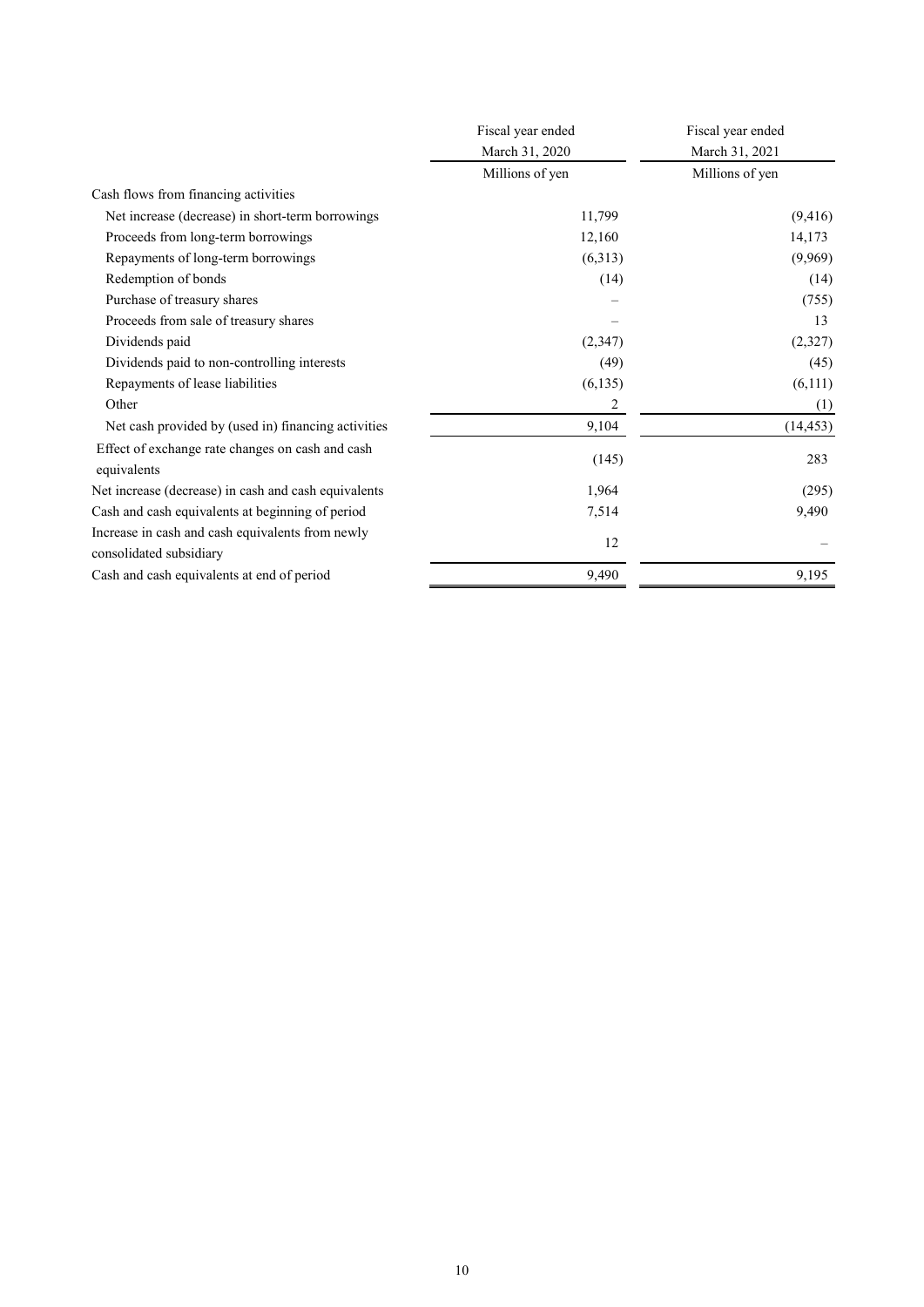| | Fiscal year ended March 31, 2020 | Fiscal year ended March 31, 2021 |
|---|---|---|
| | Millions of yen | Millions of yen |
| Cash flows from financing activities | | |
| Net increase (decrease) in short-term borrowings | 11,799 | (9,416) |
| Proceeds from long-term borrowings | 12,160 | 14,173 |
| Repayments of long-term borrowings | (6,313) | (9,969) |
| Redemption of bonds | (14) | (14) |
| Purchase of treasury shares | – | (755) |
| Proceeds from sale of treasury shares | – | 13 |
| Dividends paid | (2,347) | (2,327) |
| Dividends paid to non-controlling interests | (49) | (45) |
| Repayments of lease liabilities | (6,135) | (6,111) |
| Other | 2 | (1) |
| Net cash provided by (used in) financing activities | 9,104 | (14,453) |
| Effect of exchange rate changes on cash and cash equivalents | (145) | 283 |
| Net increase (decrease) in cash and cash equivalents | 1,964 | (295) |
| Cash and cash equivalents at beginning of period | 7,514 | 9,490 |
| Increase in cash and cash equivalents from newly consolidated subsidiary | 12 | – |
| Cash and cash equivalents at end of period | 9,490 | 9,195 |